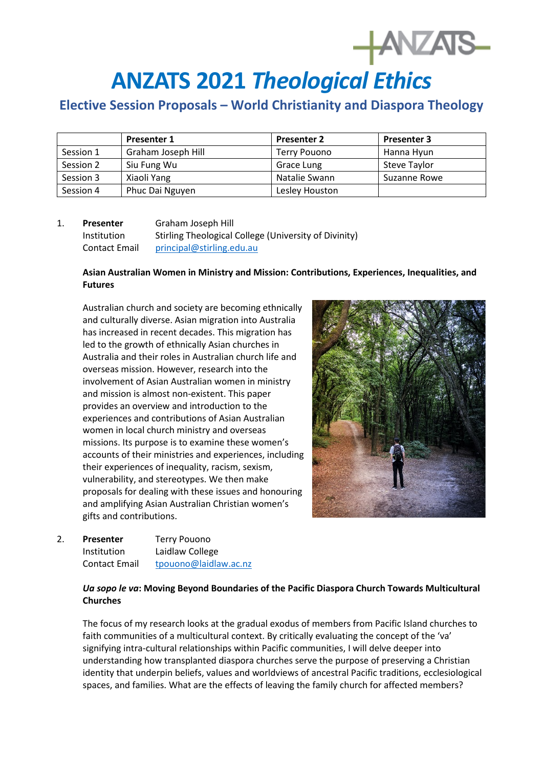# ANZATS 2021 *Theological Ethics*

## Elective Session Proposals – World Christianity and Diaspora Theology

| | Presenter 1 | Presenter 2 | Presenter 3 |
|---|---|---|---|
| Session 1 | Graham Joseph Hill | Terry Pouono | Hanna Hyun |
| Session 2 | Siu Fung Wu | Grace Lung | Steve Taylor |
| Session 3 | Xiaoli Yang | Natalie Swann | Suzanne Rowe |
| Session 4 | Phuc Dai Nguyen | Lesley Houston | |

1. **Presenter** Graham Joseph Hill
   Institution Stirling Theological College (University of Divinity)
   Contact Email principal@stirling.edu.au

   **Asian Australian Women in Ministry and Mission: Contributions, Experiences, Inequalities, and Futures**

   Australian church and society are becoming ethnically and culturally diverse. Asian migration into Australia has increased in recent decades. This migration has led to the growth of ethnically Asian churches in Australia and their roles in Australian church life and overseas mission. However, research into the involvement of Asian Australian women in ministry and mission is almost non-existent. This paper provides an overview and introduction to the experiences and contributions of Asian Australian women in local church ministry and overseas missions. Its purpose is to examine these women's accounts of their ministries and experiences, including their experiences of inequality, racism, sexism, vulnerability, and stereotypes. We then make proposals for dealing with these issues and honouring and amplifying Asian Australian Christian women's gifts and contributions.

2. **Presenter** Terry Pouono
   Institution Laidlaw College
   Contact Email tpouono@laidlaw.ac.nz

   ***Ua sopo le va*: Moving Beyond Boundaries of the Pacific Diaspora Church Towards Multicultural Churches**

   The focus of my research looks at the gradual exodus of members from Pacific Island churches to faith communities of a multicultural context. By critically evaluating the concept of the 'va' signifying intra-cultural relationships within Pacific communities, I will delve deeper into understanding how transplanted diaspora churches serve the purpose of preserving a Christian identity that underpin beliefs, values and worldviews of ancestral Pacific traditions, ecclesiological spaces, and families. What are the effects of leaving the family church for affected members?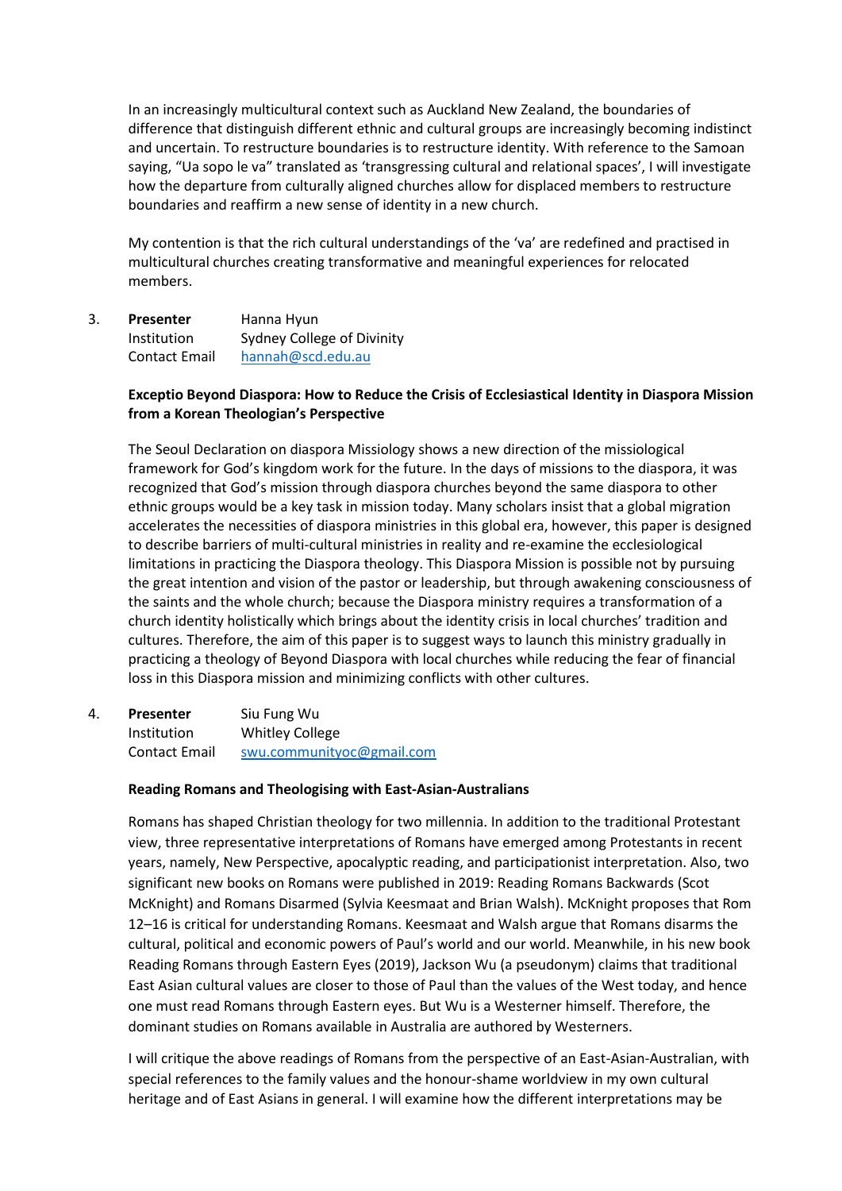In an increasingly multicultural context such as Auckland New Zealand, the boundaries of difference that distinguish different ethnic and cultural groups are increasingly becoming indistinct and uncertain. To restructure boundaries is to restructure identity. With reference to the Samoan saying, "Ua sopo le va" translated as 'transgressing cultural and relational spaces', I will investigate how the departure from culturally aligned churches allow for displaced members to restructure boundaries and reaffirm a new sense of identity in a new church.

My contention is that the rich cultural understandings of the 'va' are redefined and practised in multicultural churches creating transformative and meaningful experiences for relocated members.

3. **Presenter** Hanna Hyun
   Institution Sydney College of Divinity
   Contact Email hannah@scd.edu.au

   **Exceptio Beyond Diaspora: How to Reduce the Crisis of Ecclesiastical Identity in Diaspora Mission from a Korean Theologian's Perspective**

   The Seoul Declaration on diaspora Missiology shows a new direction of the missiological framework for God's kingdom work for the future. In the days of missions to the diaspora, it was recognized that God's mission through diaspora churches beyond the same diaspora to other ethnic groups would be a key task in mission today. Many scholars insist that a global migration accelerates the necessities of diaspora ministries in this global era, however, this paper is designed to describe barriers of multi-cultural ministries in reality and re-examine the ecclesiological limitations in practicing the Diaspora theology. This Diaspora Mission is possible not by pursuing the great intention and vision of the pastor or leadership, but through awakening consciousness of the saints and the whole church; because the Diaspora ministry requires a transformation of a church identity holistically which brings about the identity crisis in local churches' tradition and cultures. Therefore, the aim of this paper is to suggest ways to launch this ministry gradually in practicing a theology of Beyond Diaspora with local churches while reducing the fear of financial loss in this Diaspora mission and minimizing conflicts with other cultures.

4. **Presenter** Siu Fung Wu
   Institution Whitley College
   Contact Email swu.communityoc@gmail.com

   **Reading Romans and Theologising with East-Asian-Australians**

   Romans has shaped Christian theology for two millennia. In addition to the traditional Protestant view, three representative interpretations of Romans have emerged among Protestants in recent years, namely, New Perspective, apocalyptic reading, and participationist interpretation. Also, two significant new books on Romans were published in 2019: Reading Romans Backwards (Scot McKnight) and Romans Disarmed (Sylvia Keesmaat and Brian Walsh). McKnight proposes that Rom 12–16 is critical for understanding Romans. Keesmaat and Walsh argue that Romans disarms the cultural, political and economic powers of Paul's world and our world. Meanwhile, in his new book Reading Romans through Eastern Eyes (2019), Jackson Wu (a pseudonym) claims that traditional East Asian cultural values are closer to those of Paul than the values of the West today, and hence one must read Romans through Eastern eyes. But Wu is a Westerner himself. Therefore, the dominant studies on Romans available in Australia are authored by Westerners.

   I will critique the above readings of Romans from the perspective of an East-Asian-Australian, with special references to the family values and the honour-shame worldview in my own cultural heritage and of East Asians in general. I will examine how the different interpretations may be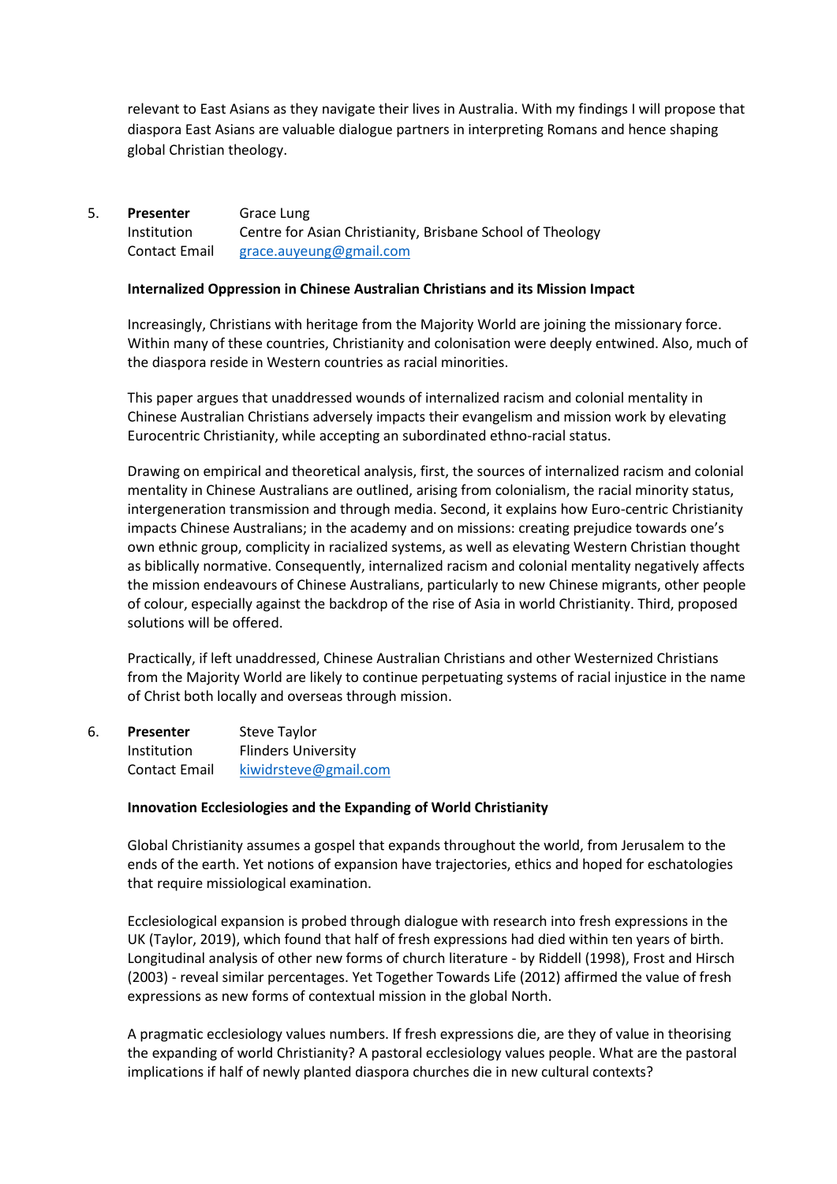relevant to East Asians as they navigate their lives in Australia. With my findings I will propose that diaspora East Asians are valuable dialogue partners in interpreting Romans and hence shaping global Christian theology.

5. **Presenter** Grace Lung
   Institution Centre for Asian Christianity, Brisbane School of Theology
   Contact Email grace.auyeung@gmail.com

**Internalized Oppression in Chinese Australian Christians and its Mission Impact**

Increasingly, Christians with heritage from the Majority World are joining the missionary force. Within many of these countries, Christianity and colonisation were deeply entwined. Also, much of the diaspora reside in Western countries as racial minorities.

This paper argues that unaddressed wounds of internalized racism and colonial mentality in Chinese Australian Christians adversely impacts their evangelism and mission work by elevating Eurocentric Christianity, while accepting an subordinated ethno-racial status.

Drawing on empirical and theoretical analysis, first, the sources of internalized racism and colonial mentality in Chinese Australians are outlined, arising from colonialism, the racial minority status, intergeneration transmission and through media. Second, it explains how Euro-centric Christianity impacts Chinese Australians; in the academy and on missions: creating prejudice towards one's own ethnic group, complicity in racialized systems, as well as elevating Western Christian thought as biblically normative. Consequently, internalized racism and colonial mentality negatively affects the mission endeavours of Chinese Australians, particularly to new Chinese migrants, other people of colour, especially against the backdrop of the rise of Asia in world Christianity. Third, proposed solutions will be offered.

Practically, if left unaddressed, Chinese Australian Christians and other Westernized Christians from the Majority World are likely to continue perpetuating systems of racial injustice in the name of Christ both locally and overseas through mission.

6. **Presenter** Steve Taylor
   Institution Flinders University
   Contact Email kiwidrsteve@gmail.com

**Innovation Ecclesiologies and the Expanding of World Christianity**

Global Christianity assumes a gospel that expands throughout the world, from Jerusalem to the ends of the earth. Yet notions of expansion have trajectories, ethics and hoped for eschatologies that require missiological examination.

Ecclesiological expansion is probed through dialogue with research into fresh expressions in the UK (Taylor, 2019), which found that half of fresh expressions had died within ten years of birth. Longitudinal analysis of other new forms of church literature - by Riddell (1998), Frost and Hirsch (2003) - reveal similar percentages. Yet Together Towards Life (2012) affirmed the value of fresh expressions as new forms of contextual mission in the global North.

A pragmatic ecclesiology values numbers. If fresh expressions die, are they of value in theorising the expanding of world Christianity? A pastoral ecclesiology values people. What are the pastoral implications if half of newly planted diaspora churches die in new cultural contexts?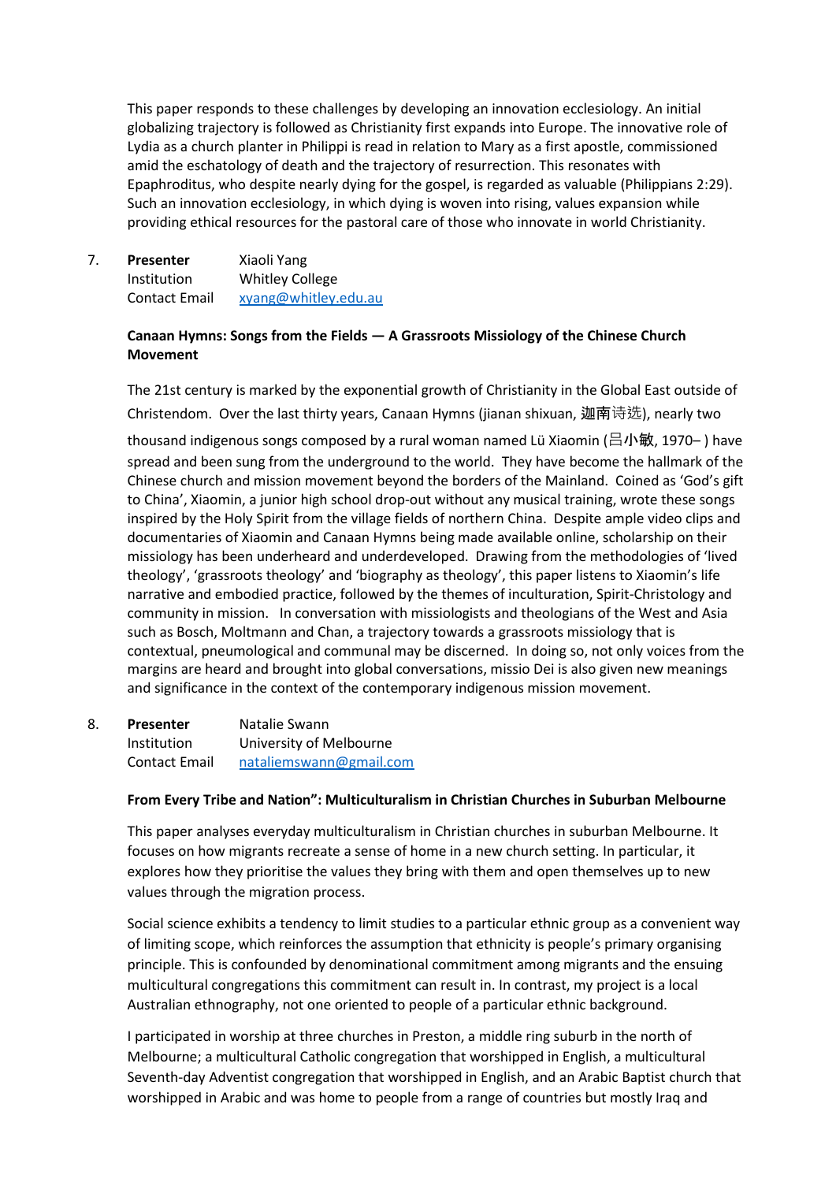This paper responds to these challenges by developing an innovation ecclesiology. An initial globalizing trajectory is followed as Christianity first expands into Europe. The innovative role of Lydia as a church planter in Philippi is read in relation to Mary as a first apostle, commissioned amid the eschatology of death and the trajectory of resurrection. This resonates with Epaphroditus, who despite nearly dying for the gospel, is regarded as valuable (Philippians 2:29). Such an innovation ecclesiology, in which dying is woven into rising, values expansion while providing ethical resources for the pastoral care of those who innovate in world Christianity.

7. **Presenter** Xiaoli Yang
   Institution Whitley College
   Contact Email xyang@whitley.edu.au

   **Canaan Hymns: Songs from the Fields — A Grassroots Missiology of the Chinese Church Movement**

   The 21st century is marked by the exponential growth of Christianity in the Global East outside of Christendom. Over the last thirty years, Canaan Hymns (jianan shixuan, 迦南诗选), nearly two thousand indigenous songs composed by a rural woman named Lü Xiaomin (吕小敏, 1970– ) have spread and been sung from the underground to the world. They have become the hallmark of the Chinese church and mission movement beyond the borders of the Mainland. Coined as 'God's gift to China', Xiaomin, a junior high school drop-out without any musical training, wrote these songs inspired by the Holy Spirit from the village fields of northern China. Despite ample video clips and documentaries of Xiaomin and Canaan Hymns being made available online, scholarship on their missiology has been underheard and underdeveloped. Drawing from the methodologies of 'lived theology', 'grassroots theology' and 'biography as theology', this paper listens to Xiaomin's life narrative and embodied practice, followed by the themes of inculturation, Spirit-Christology and community in mission. In conversation with missiologists and theologians of the West and Asia such as Bosch, Moltmann and Chan, a trajectory towards a grassroots missiology that is contextual, pneumological and communal may be discerned. In doing so, not only voices from the margins are heard and brought into global conversations, missio Dei is also given new meanings and significance in the context of the contemporary indigenous mission movement.

8. **Presenter** Natalie Swann
   Institution University of Melbourne
   Contact Email nataliemswann@gmail.com

   **From Every Tribe and Nation": Multiculturalism in Christian Churches in Suburban Melbourne**

   This paper analyses everyday multiculturalism in Christian churches in suburban Melbourne. It focuses on how migrants recreate a sense of home in a new church setting. In particular, it explores how they prioritise the values they bring with them and open themselves up to new values through the migration process.

   Social science exhibits a tendency to limit studies to a particular ethnic group as a convenient way of limiting scope, which reinforces the assumption that ethnicity is people's primary organising principle. This is confounded by denominational commitment among migrants and the ensuing multicultural congregations this commitment can result in. In contrast, my project is a local Australian ethnography, not one oriented to people of a particular ethnic background.

   I participated in worship at three churches in Preston, a middle ring suburb in the north of Melbourne; a multicultural Catholic congregation that worshipped in English, a multicultural Seventh-day Adventist congregation that worshipped in English, and an Arabic Baptist church that worshipped in Arabic and was home to people from a range of countries but mostly Iraq and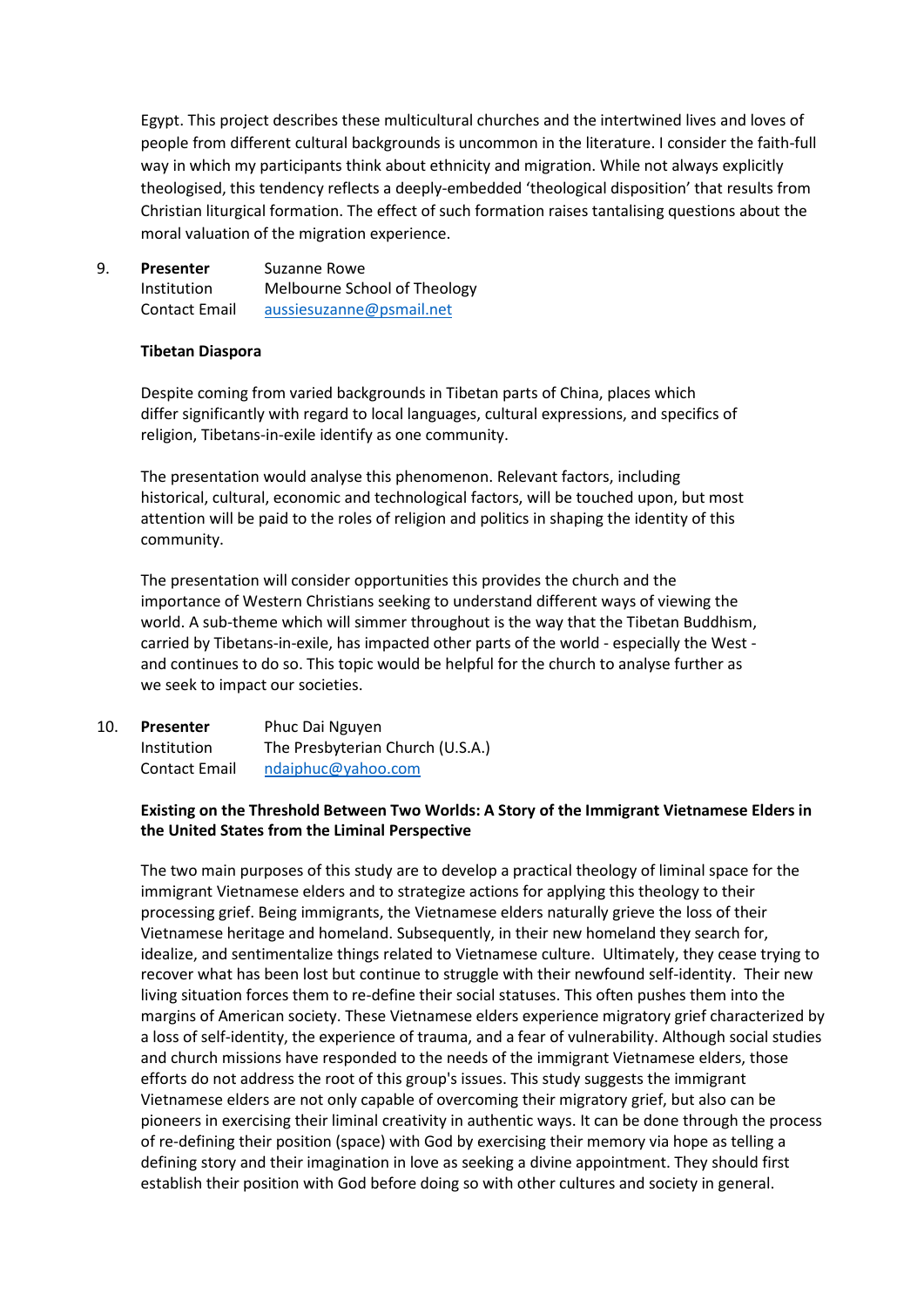Egypt. This project describes these multicultural churches and the intertwined lives and loves of people from different cultural backgrounds is uncommon in the literature. I consider the faith-full way in which my participants think about ethnicity and migration. While not always explicitly theologised, this tendency reflects a deeply-embedded 'theological disposition' that results from Christian liturgical formation. The effect of such formation raises tantalising questions about the moral valuation of the migration experience.

9. **Presenter** Suzanne Rowe
   Institution Melbourne School of Theology
   Contact Email aussiesuzanne@psmail.net

   **Tibetan Diaspora**

   Despite coming from varied backgrounds in Tibetan parts of China, places which differ significantly with regard to local languages, cultural expressions, and specifics of religion, Tibetans-in-exile identify as one community.

   The presentation would analyse this phenomenon. Relevant factors, including historical, cultural, economic and technological factors, will be touched upon, but most attention will be paid to the roles of religion and politics in shaping the identity of this community.

   The presentation will consider opportunities this provides the church and the importance of Western Christians seeking to understand different ways of viewing the world. A sub-theme which will simmer throughout is the way that the Tibetan Buddhism, carried by Tibetans-in-exile, has impacted other parts of the world - especially the West - and continues to do so. This topic would be helpful for the church to analyse further as we seek to impact our societies.

10. **Presenter** Phuc Dai Nguyen
    Institution The Presbyterian Church (U.S.A.)
    Contact Email ndaiphuc@yahoo.com

    **Existing on the Threshold Between Two Worlds: A Story of the Immigrant Vietnamese Elders in the United States from the Liminal Perspective**

    The two main purposes of this study are to develop a practical theology of liminal space for the immigrant Vietnamese elders and to strategize actions for applying this theology to their processing grief. Being immigrants, the Vietnamese elders naturally grieve the loss of their Vietnamese heritage and homeland. Subsequently, in their new homeland they search for, idealize, and sentimentalize things related to Vietnamese culture. Ultimately, they cease trying to recover what has been lost but continue to struggle with their newfound self-identity. Their new living situation forces them to re-define their social statuses. This often pushes them into the margins of American society. These Vietnamese elders experience migratory grief characterized by a loss of self-identity, the experience of trauma, and a fear of vulnerability. Although social studies and church missions have responded to the needs of the immigrant Vietnamese elders, those efforts do not address the root of this group's issues. This study suggests the immigrant Vietnamese elders are not only capable of overcoming their migratory grief, but also can be pioneers in exercising their liminal creativity in authentic ways. It can be done through the process of re-defining their position (space) with God by exercising their memory via hope as telling a defining story and their imagination in love as seeking a divine appointment. They should first establish their position with God before doing so with other cultures and society in general.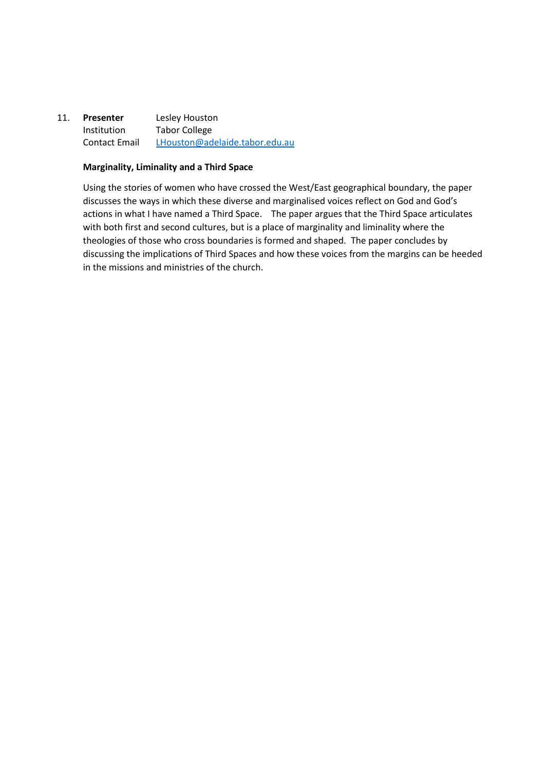11. **Presenter** Lesley Houston
    Institution Tabor College
    Contact Email LHouston@adelaide.tabor.edu.au

**Marginality, Liminality and a Third Space**

Using the stories of women who have crossed the West/East geographical boundary, the paper discusses the ways in which these diverse and marginalised voices reflect on God and God's actions in what I have named a Third Space. The paper argues that the Third Space articulates with both first and second cultures, but is a place of marginality and liminality where the theologies of those who cross boundaries is formed and shaped. The paper concludes by discussing the implications of Third Spaces and how these voices from the margins can be heeded in the missions and ministries of the church.